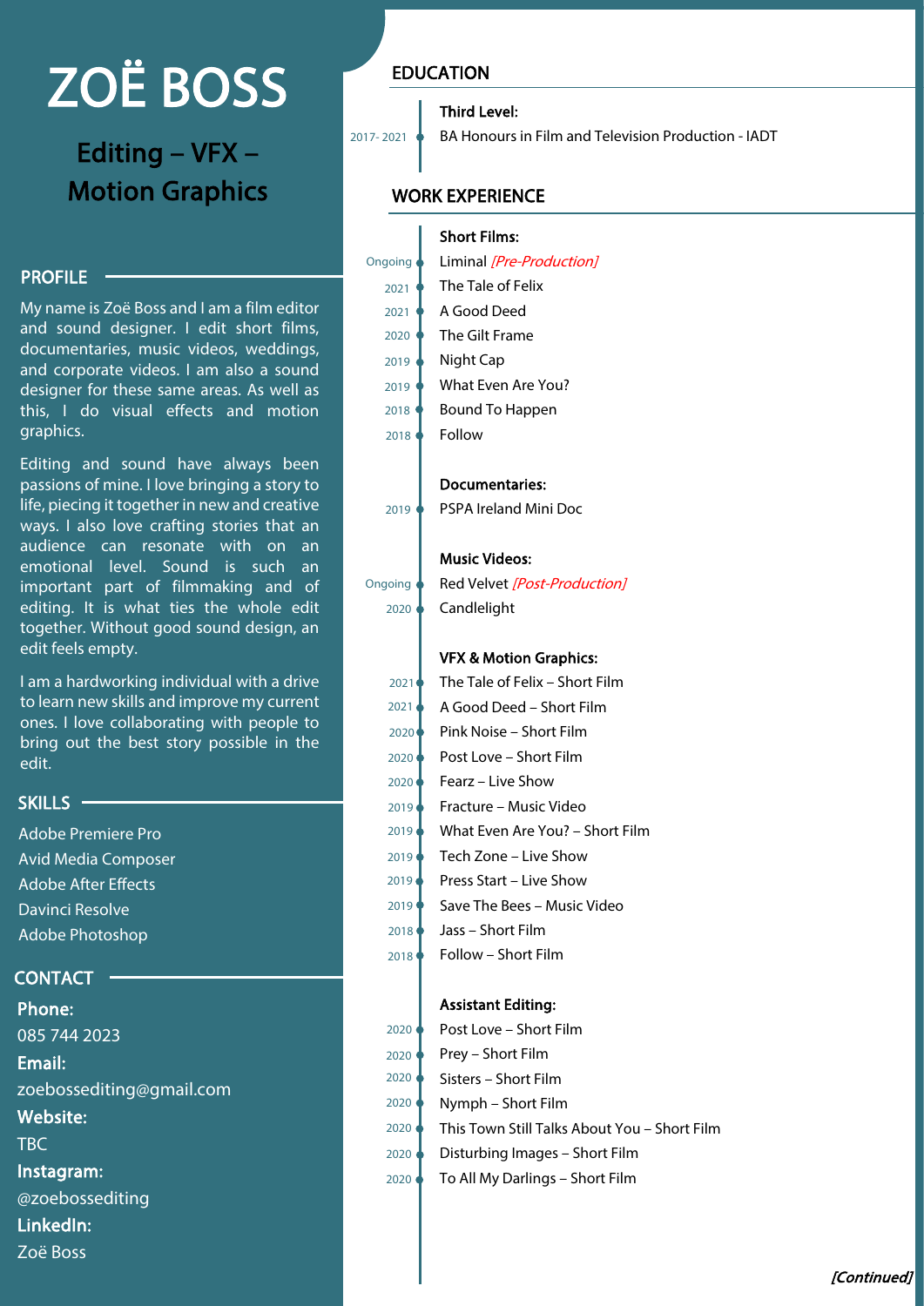# ZOË BOSS

## Editing – VFX – Motion Graphics

## PROFILE

My name is Zoë Boss and I am a film editor and sound designer. I edit short films, documentaries, music videos, weddings, and corporate videos. I am also a sound designer for these same areas. As well as this, I do visual effects and motion graphics.

Editing and sound have always been passions of mine. I love bringing a story to life, piecing it together in new and creative ways. I also love crafting stories that an audience can resonate with on an emotional level. Sound is such an important part of filmmaking and of editing. It is what ties the whole edit together. Without good sound design, an edit feels empty.

I am a hardworking individual with a drive to learn new skills and improve my current ones. I love collaborating with people to bring out the best story possible in the edit.

## SKILLS

- Adobe Premiere Pro
- Avid Media Composer
- Adobe After Effects
- Davinci Resolve
- Adobe Photoshop

## CONTACT

**Phone:**
085 744 2023

**Email:**
zoebossediting@gmail.com

**Website:**
TBC

**Instagram:**
@zoebossediting

**LinkedIn:**
Zoë Boss

## EDUCATION

**Third Level:**

- 2017- 2021 — BA Honours in Film and Television Production - IADT

## WORK EXPERIENCE

**Short Films:**

- Ongoing — Liminal *[Pre-Production]*
- 2021 — The Tale of Felix
- 2021 — A Good Deed
- 2020 — The Gilt Frame
- 2019 — Night Cap
- 2019 — What Even Are You?
- 2018 — Bound To Happen
- 2018 — Follow

**Documentaries:**

- 2019 — PSPA Ireland Mini Doc

**Music Videos:**

- Ongoing — Red Velvet *[Post-Production]*
- 2020 — Candlelight

**VFX & Motion Graphics:**

- 2021 — The Tale of Felix – Short Film
- 2021 — A Good Deed – Short Film
- 2020 — Pink Noise – Short Film
- 2020 — Post Love – Short Film
- 2020 — Fearz – Live Show
- 2019 — Fracture – Music Video
- 2019 — What Even Are You? – Short Film
- 2019 — Tech Zone – Live Show
- 2019 — Press Start – Live Show
- 2019 — Save The Bees – Music Video
- 2018 — Jass – Short Film
- 2018 — Follow – Short Film

**Assistant Editing:**

- 2020 — Post Love – Short Film
- 2020 — Prey – Short Film
- 2020 — Sisters – Short Film
- 2020 — Nymph – Short Film
- 2020 — This Town Still Talks About You – Short Film
- 2020 — Disturbing Images – Short Film
- 2020 — To All My Darlings – Short Film

*[Continued]*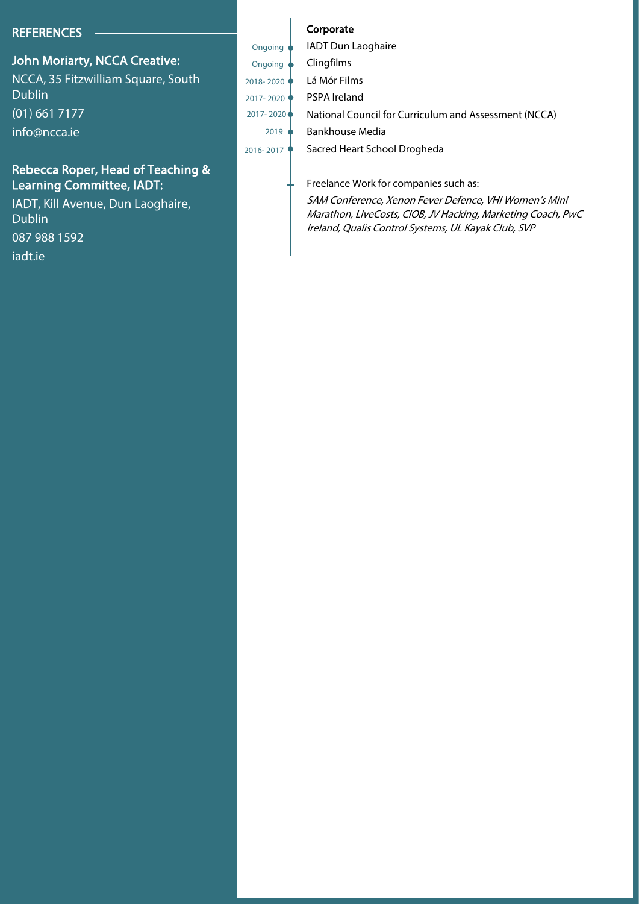## REFERENCES

**John Moriarty, NCCA Creative:**
NCCA, 35 Fitzwilliam Square, South Dublin
(01) 661 7177
info@ncca.ie

**Rebecca Roper, Head of Teaching & Learning Committee, IADT:**
IADT, Kill Avenue, Dun Laoghaire, Dublin
087 988 1592
iadt.ie

### Corporate

- Ongoing — IADT Dun Laoghaire
- Ongoing — Clingfilms
- 2018- 2020 — Lá Mór Films
- 2017- 2020 — PSPA Ireland
- 2017- 2020 — National Council for Curriculum and Assessment (NCCA)
- 2019 — Bankhouse Media
- 2016- 2017 — Sacred Heart School Drogheda

Freelance Work for companies such as:

*SAM Conference, Xenon Fever Defence, VHI Women's Mini Marathon, LiveCosts, CIOB, JV Hacking, Marketing Coach, PwC Ireland, Qualis Control Systems, UL Kayak Club, SVP*